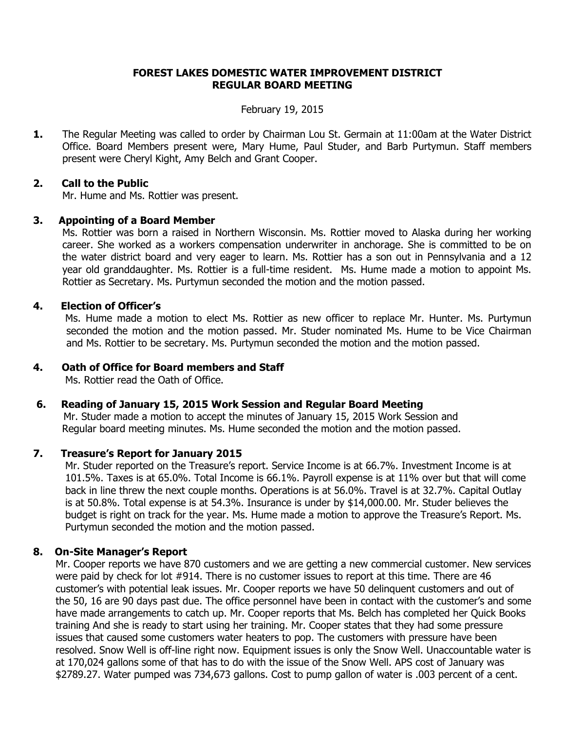**FOREST LAKES DOMESTIC WATER IMPROVEMENT DISTRICT**
**REGULAR BOARD MEETING**

February 19, 2015

**1.** The Regular Meeting was called to order by Chairman Lou St. Germain at 11:00am at the Water District Office. Board Members present were, Mary Hume, Paul Studer, and Barb Purtymun. Staff members present were Cheryl Kight, Amy Belch and Grant Cooper.

**2. Call to the Public**
Mr. Hume and Ms. Rottier was present.

**3. Appointing of a Board Member**
Ms. Rottier was born a raised in Northern Wisconsin. Ms. Rottier moved to Alaska during her working career. She worked as a workers compensation underwriter in anchorage. She is committed to be on the water district board and very eager to learn. Ms. Rottier has a son out in Pennsylvania and a 12 year old granddaughter. Ms. Rottier is a full-time resident. Ms. Hume made a motion to appoint Ms. Rottier as Secretary. Ms. Purtymun seconded the motion and the motion passed.

**4. Election of Officer's**
Ms. Hume made a motion to elect Ms. Rottier as new officer to replace Mr. Hunter. Ms. Purtymun seconded the motion and the motion passed. Mr. Studer nominated Ms. Hume to be Vice Chairman and Ms. Rottier to be secretary. Ms. Purtymun seconded the motion and the motion passed.

**4. Oath of Office for Board members and Staff**
Ms. Rottier read the Oath of Office.

**6. Reading of January 15, 2015 Work Session and Regular Board Meeting**
Mr. Studer made a motion to accept the minutes of January 15, 2015 Work Session and Regular board meeting minutes. Ms. Hume seconded the motion and the motion passed.

**7. Treasure's Report for January 2015**
Mr. Studer reported on the Treasure's report. Service Income is at 66.7%. Investment Income is at 101.5%. Taxes is at 65.0%. Total Income is 66.1%. Payroll expense is at 11% over but that will come back in line threw the next couple months. Operations is at 56.0%. Travel is at 32.7%. Capital Outlay is at 50.8%. Total expense is at 54.3%. Insurance is under by $14,000.00. Mr. Studer believes the budget is right on track for the year. Ms. Hume made a motion to approve the Treasure's Report. Ms. Purtymun seconded the motion and the motion passed.

**8. On-Site Manager's Report**
Mr. Cooper reports we have 870 customers and we are getting a new commercial customer. New services were paid by check for lot #914. There is no customer issues to report at this time. There are 46 customer's with potential leak issues. Mr. Cooper reports we have 50 delinquent customers and out of the 50, 16 are 90 days past due. The office personnel have been in contact with the customer's and some have made arrangements to catch up. Mr. Cooper reports that Ms. Belch has completed her Quick Books training And she is ready to start using her training. Mr. Cooper states that they had some pressure issues that caused some customers water heaters to pop. The customers with pressure have been resolved. Snow Well is off-line right now. Equipment issues is only the Snow Well. Unaccountable water is at 170,024 gallons some of that has to do with the issue of the Snow Well. APS cost of January was $2789.27. Water pumped was 734,673 gallons. Cost to pump gallon of water is .003 percent of a cent.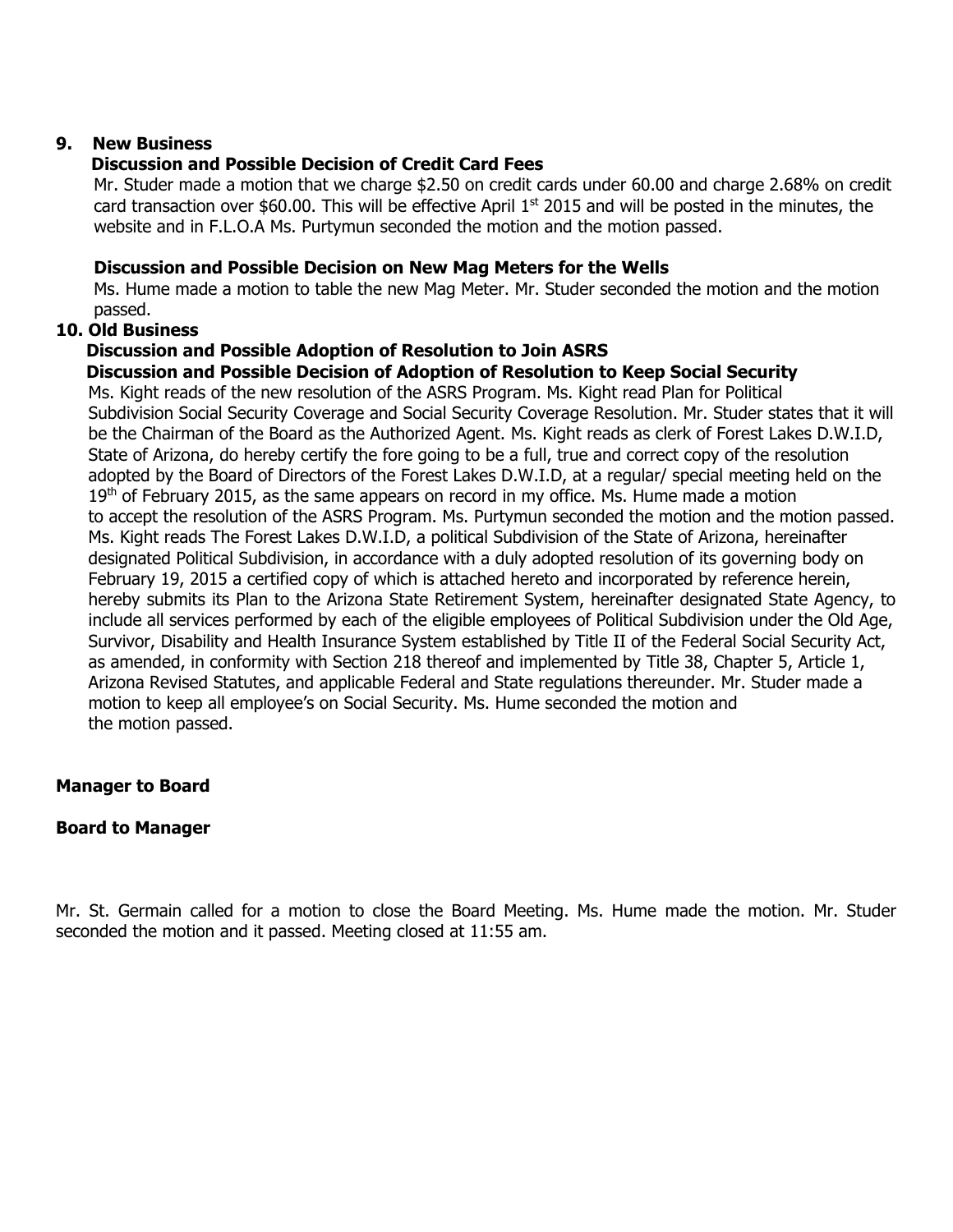## 9. New Business

### Discussion and Possible Decision of Credit Card Fees

Mr. Studer made a motion that we charge $2.50 on credit cards under 60.00 and charge 2.68% on credit card transaction over $60.00. This will be effective April 1st 2015 and will be posted in the minutes, the website and in F.L.O.A Ms. Purtymun seconded the motion and the motion passed.

### Discussion and Possible Decision on New Mag Meters for the Wells

Ms. Hume made a motion to table the new Mag Meter. Mr. Studer seconded the motion and the motion passed.

## 10. Old Business

### Discussion and Possible Adoption of Resolution to Join ASRS

### Discussion and Possible Decision of Adoption of Resolution to Keep Social Security

Ms. Kight reads of the new resolution of the ASRS Program. Ms. Kight read Plan for Political Subdivision Social Security Coverage and Social Security Coverage Resolution. Mr. Studer states that it will be the Chairman of the Board as the Authorized Agent. Ms. Kight reads as clerk of Forest Lakes D.W.I.D, State of Arizona, do hereby certify the fore going to be a full, true and correct copy of the resolution adopted by the Board of Directors of the Forest Lakes D.W.I.D, at a regular/ special meeting held on the 19th of February 2015, as the same appears on record in my office. Ms. Hume made a motion to accept the resolution of the ASRS Program. Ms. Purtymun seconded the motion and the motion passed. Ms. Kight reads The Forest Lakes D.W.I.D, a political Subdivision of the State of Arizona, hereinafter designated Political Subdivision, in accordance with a duly adopted resolution of its governing body on February 19, 2015 a certified copy of which is attached hereto and incorporated by reference herein, hereby submits its Plan to the Arizona State Retirement System, hereinafter designated State Agency, to include all services performed by each of the eligible employees of Political Subdivision under the Old Age, Survivor, Disability and Health Insurance System established by Title II of the Federal Social Security Act, as amended, in conformity with Section 218 thereof and implemented by Title 38, Chapter 5, Article 1, Arizona Revised Statutes, and applicable Federal and State regulations thereunder. Mr. Studer made a motion to keep all employee's on Social Security. Ms. Hume seconded the motion and the motion passed.

## Manager to Board

## Board to Manager

Mr. St. Germain called for a motion to close the Board Meeting. Ms. Hume made the motion. Mr. Studer seconded the motion and it passed. Meeting closed at 11:55 am.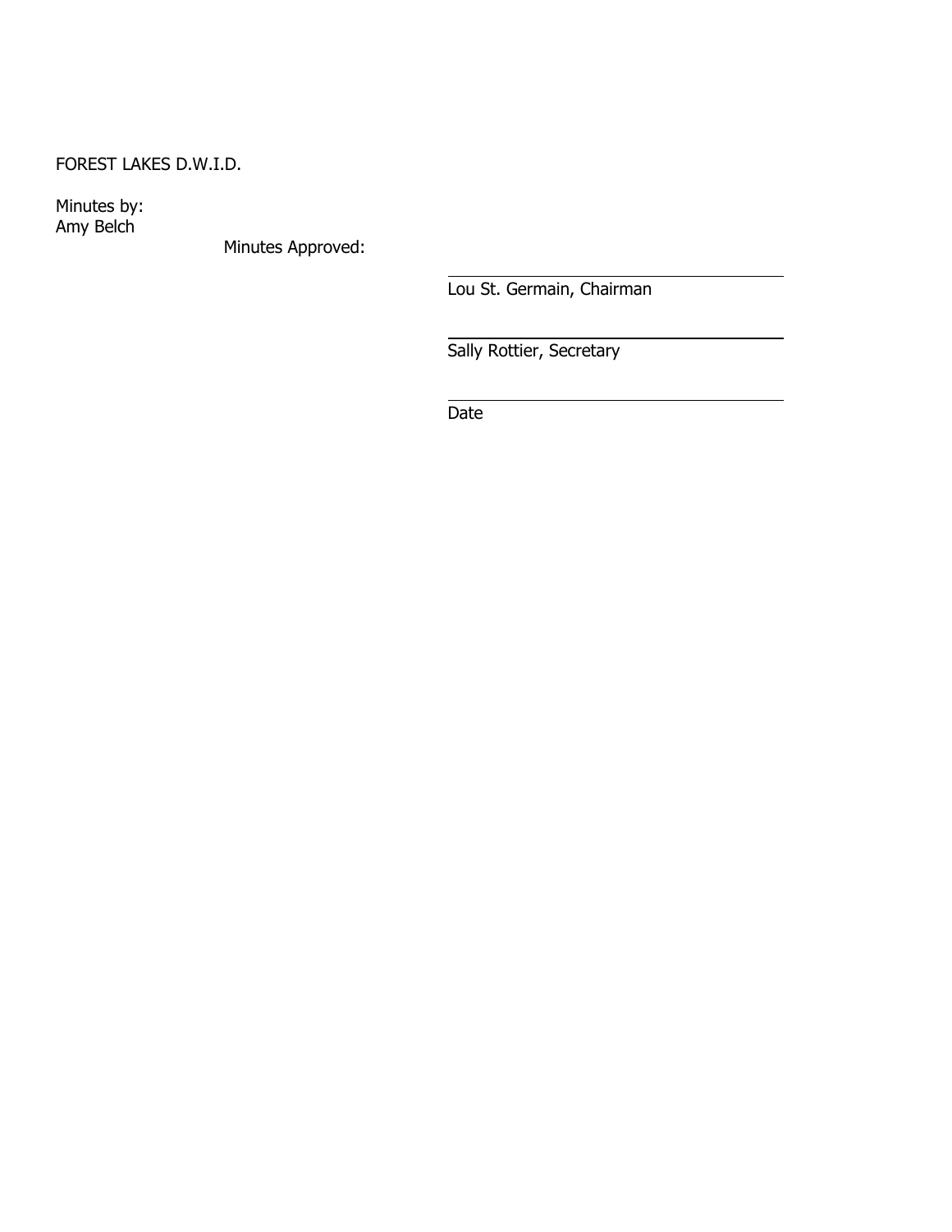FOREST LAKES D.W.I.D.

Minutes by:
Amy Belch

Minutes Approved:

\_\_\_\_\_\_\_\_\_\_\_\_\_\_\_\_\_\_\_\_\_\_\_\_\_\_\_\_\_\_\_\_\_\_\_\_\_\_\_\_
Lou St. Germain, Chairman

\_\_\_\_\_\_\_\_\_\_\_\_\_\_\_\_\_\_\_\_\_\_\_\_\_\_\_\_\_\_\_\_\_\_\_\_\_\_\_\_
Sally Rottier, Secretary

\_\_\_\_\_\_\_\_\_\_\_\_\_\_\_\_\_\_\_\_\_\_\_\_\_\_\_\_\_\_\_\_\_\_\_\_\_\_\_\_
Date